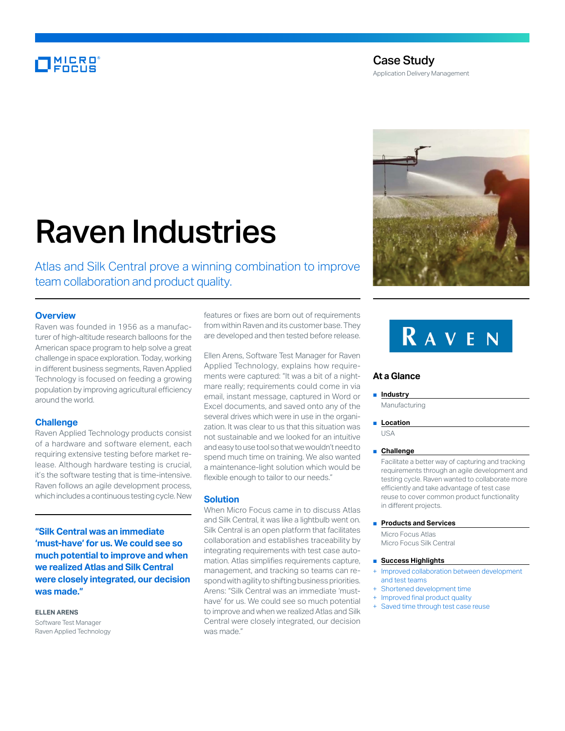Case Study

Application Delivery Management

# Raven Industries

Atlas and Silk Central prove a winning combination to improve team collaboration and product quality.

## Overview

Raven was founded in 1956 as a manufacturer of high-altitude research balloons for the American space program to help solve a great challenge in space exploration. Today, working in different business segments, Raven Applied Technology is focused on feeding a growing population by improving agricultural efficiency around the world.

## Challenge

Raven Applied Technology products consist of a hardware and software element, each requiring extensive testing before market release. Although hardware testing is crucial, it's the software testing that is time-intensive. Raven follows an agile development process, which includes a continuous testing cycle. New features or fixes are born out of requirements from within Raven and its customer base. They are developed and then tested before release.

Ellen Arens, Software Test Manager for Raven Applied Technology, explains how requirements were captured: "It was a bit of a nightmare really; requirements could come in via email, instant message, captured in Word or Excel documents, and saved onto any of the several drives which were in use in the organization. It was clear to us that this situation was not sustainable and we looked for an intuitive and easy to use tool so that we wouldn't need to spend much time on training. We also wanted a maintenance-light solution which would be flexible enough to tailor to our needs."

## Solution

When Micro Focus came in to discuss Atlas and Silk Central, it was like a lightbulb went on. Silk Central is an open platform that facilitates collaboration and establishes traceability by integrating requirements with test case automation. Atlas simplifies requirements capture, management, and tracking so teams can respond with agility to shifting business priorities. Arens: "Silk Central was an immediate 'must-have' for us. We could see so much potential to improve and when we realized Atlas and Silk Central were closely integrated, our decision was made."

**"Silk Central was an immediate 'must-have' for us. We could see so much potential to improve and when we realized Atlas and Silk Central were closely integrated, our decision was made."**

**ELLEN ARENS**
Software Test Manager
Raven Applied Technology

## At a Glance

**Industry**

Manufacturing

**Location**

USA

**Challenge**

Facilitate a better way of capturing and tracking requirements through an agile development and testing cycle. Raven wanted to collaborate more efficiently and take advantage of test case reuse to cover common product functionality in different projects.

**Products and Services**

Micro Focus Atlas
Micro Focus Silk Central

**Success Highlights**

+ Improved collaboration between development and test teams
+ Shortened development time
+ Improved final product quality
+ Saved time through test case reuse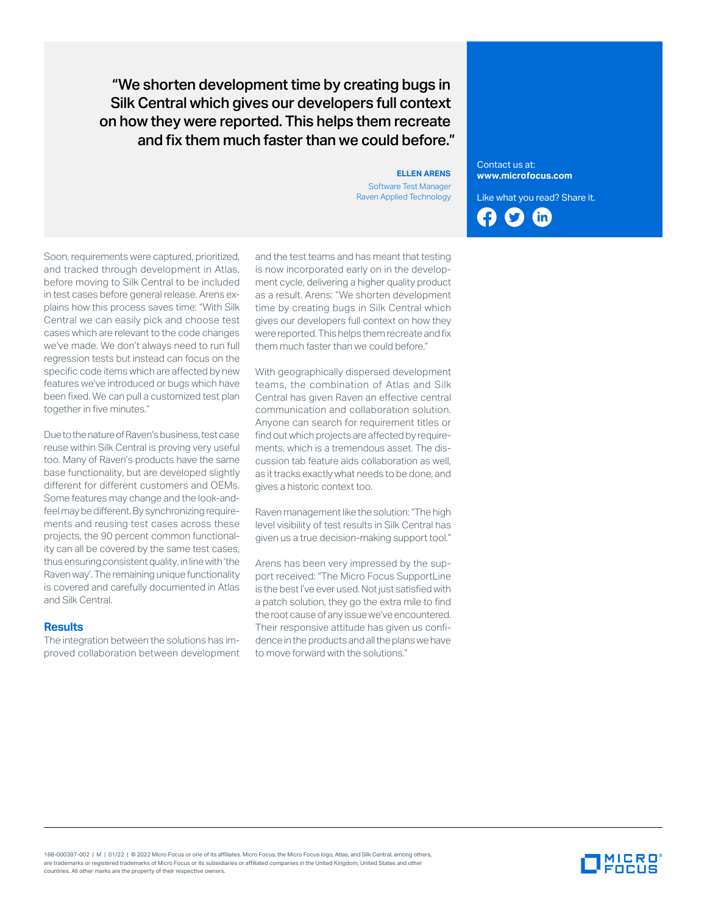> "We shorten development time by creating bugs in Silk Central which gives our developers full context on how they were reported. This helps them recreate and fix them much faster than we could before."
>
> **ELLEN ARENS**
> Software Test Manager
> Raven Applied Technology

Contact us at:
**www.microfocus.com**

Like what you read? Share it.

Soon, requirements were captured, prioritized, and tracked through development in Atlas, before moving to Silk Central to be included in test cases before general release. Arens explains how this process saves time: "With Silk Central we can easily pick and choose test cases which are relevant to the code changes we've made. We don't always need to run full regression tests but instead can focus on the specific code items which are affected by new features we've introduced or bugs which have been fixed. We can pull a customized test plan together in five minutes."

Due to the nature of Raven's business, test case reuse within Silk Central is proving very useful too. Many of Raven's products have the same base functionality, but are developed slightly different for different customers and OEMs. Some features may change and the look-and-feel may be different. By synchronizing requirements and reusing test cases across these projects, the 90 percent common functionality can all be covered by the same test cases, thus ensuring consistent quality, in line with 'the Raven way'. The remaining unique functionality is covered and carefully documented in Atlas and Silk Central.

## Results

The integration between the solutions has improved collaboration between development and the test teams and has meant that testing is now incorporated early on in the development cycle, delivering a higher quality product as a result. Arens: "We shorten development time by creating bugs in Silk Central which gives our developers full context on how they were reported. This helps them recreate and fix them much faster than we could before."

With geographically dispersed development teams, the combination of Atlas and Silk Central has given Raven an effective central communication and collaboration solution. Anyone can search for requirement titles or find out which projects are affected by requirements, which is a tremendous asset. The discussion tab feature aids collaboration as well, as it tracks exactly what needs to be done, and gives a historic context too.

Raven management like the solution: "The high level visibility of test results in Silk Central has given us a true decision-making support tool."

Arens has been very impressed by the support received: "The Micro Focus SupportLine is the best I've ever used. Not just satisfied with a patch solution, they go the extra mile to find the root cause of any issue we've encountered. Their responsive attitude has given us confidence in the products and all the plans we have to move forward with the solutions."

168-000397-002 | M | 01/22 | © 2022 Micro Focus or one of its affiliates. Micro Focus, the Micro Focus logo, Atlas, and Silk Central, among others, are trademarks or registered trademarks of Micro Focus or its subsidiaries or affiliated companies in the United Kingdom, United States and other countries. All other marks are the property of their respective owners.